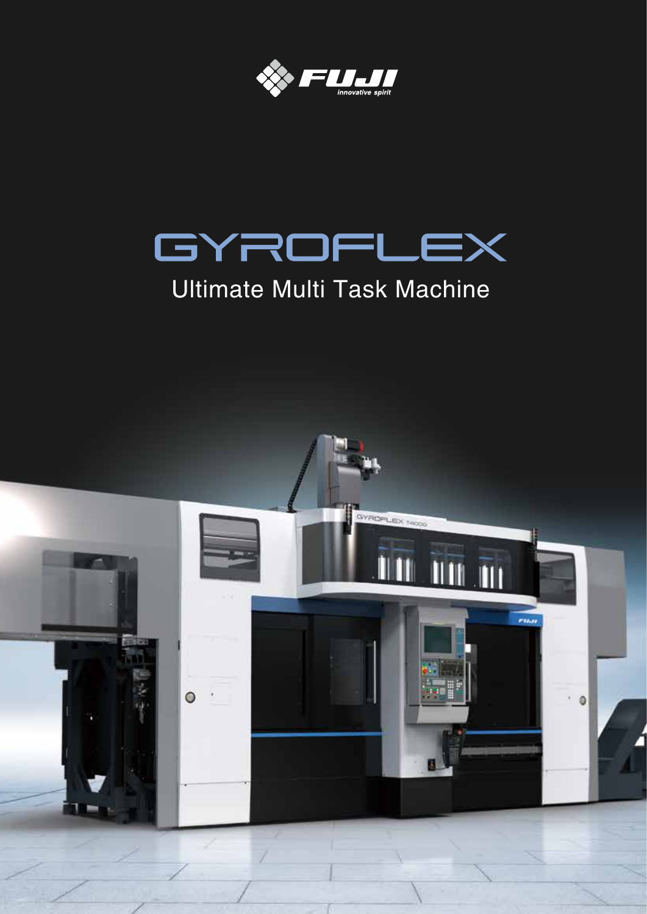FUJI

innovative spirit

# GYROFLEX

## Ultimate Multi Task Machine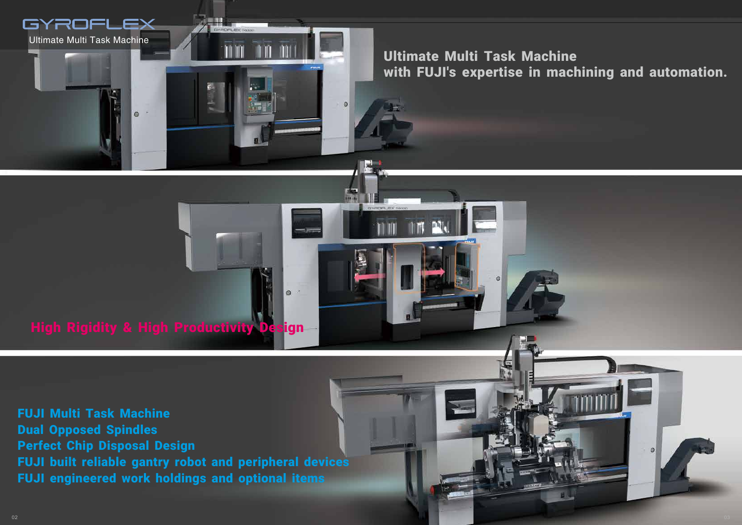# GYROFLEX

Ultimate Multi Task Machine

## Ultimate Multi Task Machine with FUJI's expertise in machining and automation.

## High Rigidity & High Productivity Design

**FUJI Multi Task Machine**
**Dual Opposed Spindles**
**Perfect Chip Disposal Design**
**FUJI built reliable gantry robot and peripheral devices**
**FUJI engineered work holdings and optional items**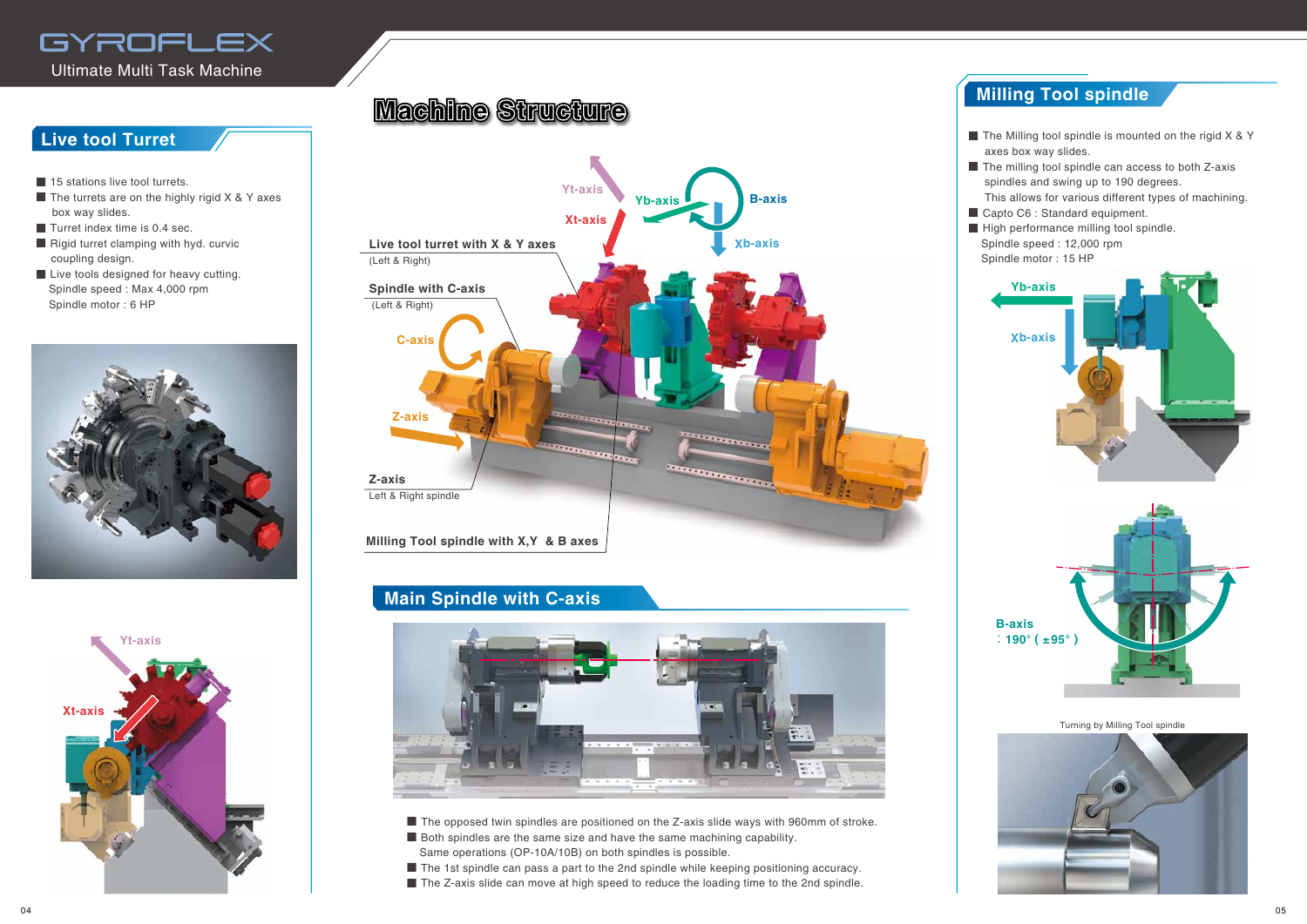# GYROFLEX

Ultimate Multi Task Machine

## Live tool Turret

- 15 stations live tool turrets.
- The turrets are on the highly rigid X & Y axes box way slides.
- Turret index time is 0.4 sec.
- Rigid turret clamping with hyd. curvic coupling design.
- Live tools designed for heavy cutting.
  Spindle speed : Max 4,000 rpm
  Spindle motor : 6 HP

Yt-axis

Xt-axis

## Machine Structure

Yt-axis

Xt-axis

Yb-axis

B-axis

Xb-axis

**Live tool turret with X & Y axes**
(Left & Right)

**Spindle with C-axis**
(Left & Right)

C-axis

Z-axis

**Z-axis**
Left & Right spindle

**Milling Tool spindle with X,Y & B axes**

## Main Spindle with C-axis

- The opposed twin spindles are positioned on the Z-axis slide ways with 960mm of stroke.
- Both spindles are the same size and have the same machining capability.
  Same operations (OP-10A/10B) on both spindles is possible.
- The 1st spindle can pass a part to the 2nd spindle while keeping positioning accuracy.
- The Z-axis slide can move at high speed to reduce the loading time to the 2nd spindle.

## Milling Tool spindle

- The Milling tool spindle is mounted on the rigid X & Y axes box way slides.
- The milling tool spindle can access to both Z-axis spindles and swing up to 190 degrees.
  This allows for various different types of machining.
- Capto C6 : Standard equipment.
- High performance milling tool spindle.
  Spindle speed : 12,000 rpm
  Spindle motor : 15 HP

Yb-axis

Xb-axis

B-axis
: 190° ( ±95° )

Turning by Milling Tool spindle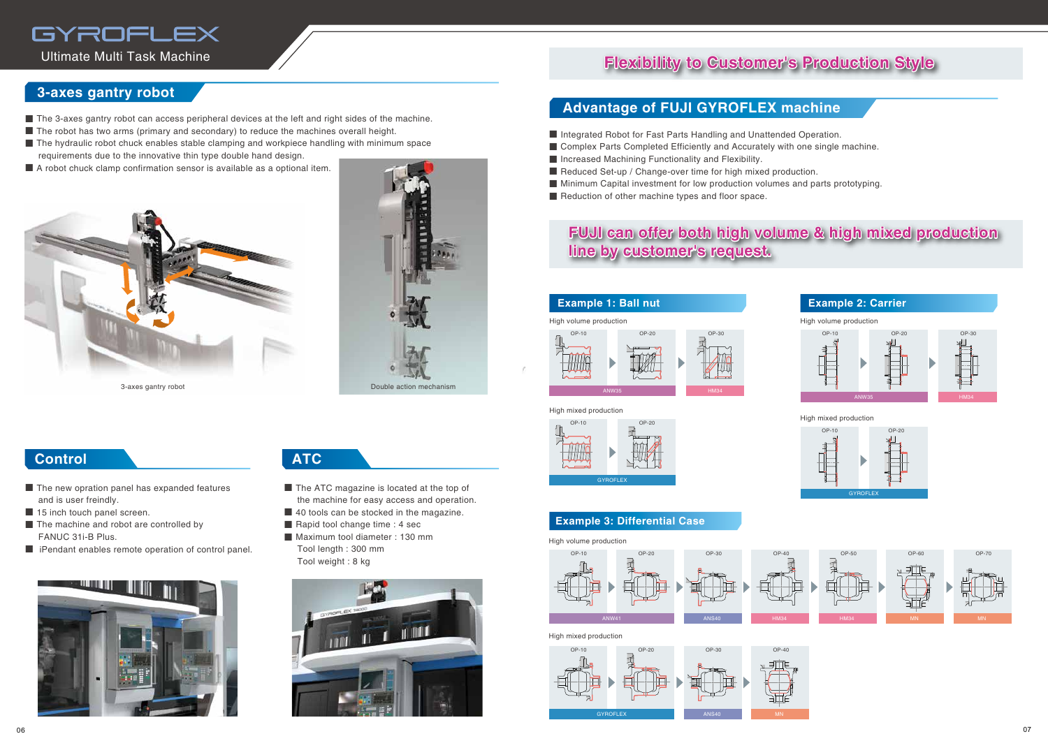# GYROFLEX

Ultimate Multi Task Machine

## 3-axes gantry robot

- The 3-axes gantry robot can access peripheral devices at the left and right sides of the machine.
- The robot has two arms (primary and secondary) to reduce the machines overall height.
- The hydraulic robot chuck enables stable clamping and workpiece handling with minimum space requirements due to the innovative thin type double hand design.
- A robot chuck clamp confirmation sensor is available as a optional item.

3-axes gantry robot

Double action mechanism

## Control

- The new opration panel has expanded features and is user freindly.
- 15 inch touch panel screen.
- The machine and robot are controlled by FANUC 31i-B Plus.
- iPendant enables remote operation of control panel.

## ATC

- The ATC magazine is located at the top of the machine for easy access and operation.
- 40 tools can be stocked in the magazine.
- Rapid tool change time : 4 sec
- Maximum tool diameter : 130 mm
  Tool length : 300 mm
  Tool weight : 8 kg

## Flexibility to Customer's Production Style

## Advantage of FUJI GYROFLEX machine

- Integrated Robot for Fast Parts Handling and Unattended Operation.
- Complex Parts Completed Efficiently and Accurately with one single machine.
- Increased Machining Functionality and Flexibility.
- Reduced Set-up / Change-over time for high mixed production.
- Minimum Capital investment for low production volumes and parts prototyping.
- Reduction of other machine types and floor space.

**FUJI can offer both high volume & high mixed production line by customer's request.**

### Example 1: Ball nut

High volume production

OP-10 ▶ OP-20 ▶ OP-30

ANW35 (OP-10, OP-20) | HM34 (OP-30)

High mixed production

OP-10 ▶ OP-20

GYROFLEX (OP-10, OP-20)

### Example 2: Carrier

High volume production

OP-10 ▶ OP-20 ▶ OP-30

ANW35 (OP-10, OP-20) | HM34 (OP-30)

High mixed production

OP-10 ▶ OP-20

GYROFLEX (OP-10, OP-20)

### Example 3: Differential Case

High volume production

OP-10 ▶ OP-20 ▶ OP-30 ▶ OP-40 ▶ OP-50 ▶ OP-60 ▶ OP-70

ANW41 (OP-10, OP-20) | ANS40 (OP-30) | HM34 (OP-40) | HM34 (OP-50) | MN (OP-60) | MN (OP-70)

High mixed production

OP-10 ▶ OP-20 ▶ OP-30 ▶ OP-40

GYROFLEX (OP-10, OP-20) | ANS40 (OP-30) | MN (OP-40)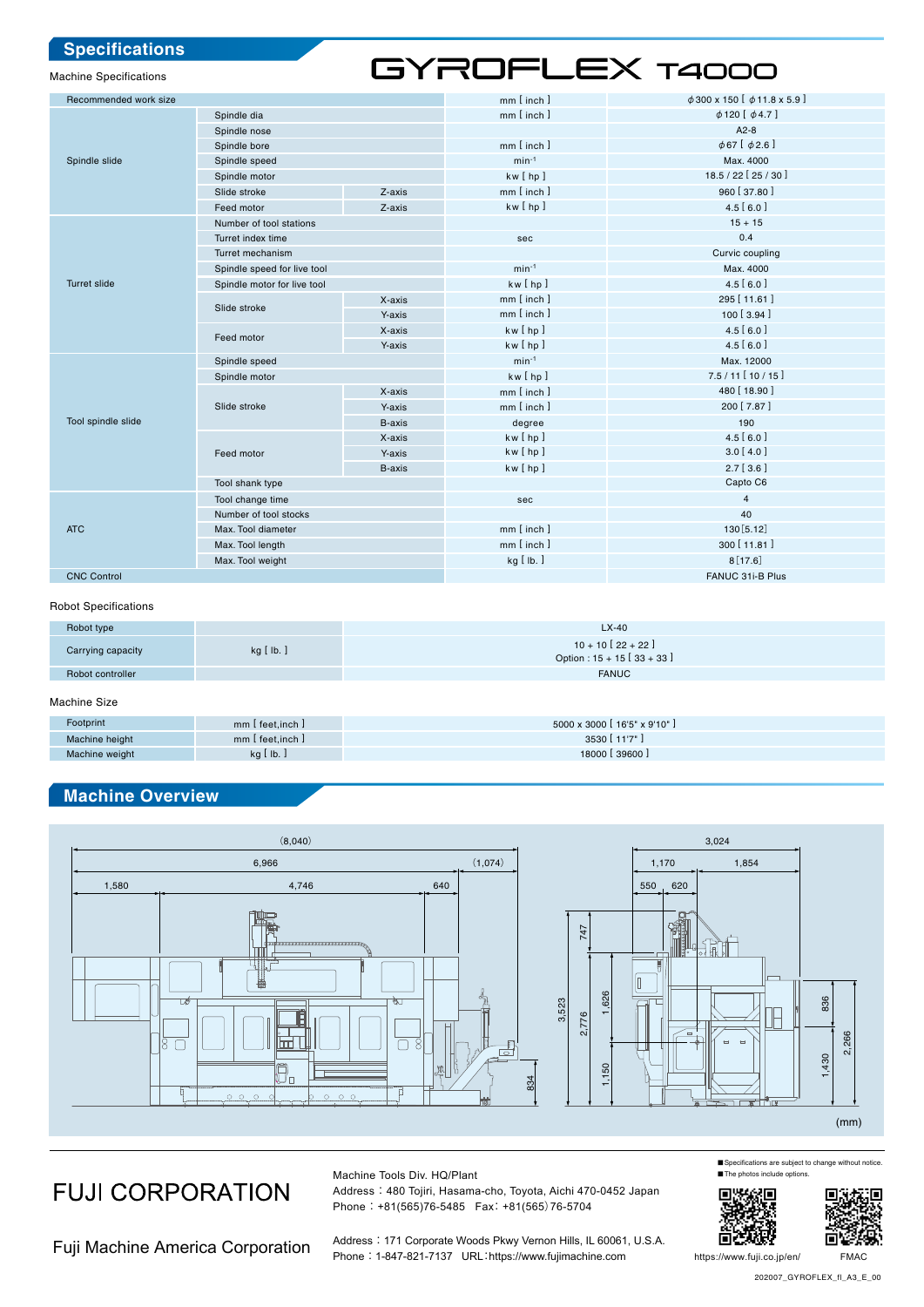## Specifications

Machine Specifications

# GYROFLEX T4000

| | | | | |
|---|---|---|---|---|
| Recommended work size | | | mm [ inch ] | ϕ300 x 150 [ ϕ11.8 x 5.9 ] |
| Spindle slide | Spindle dia | | mm [ inch ] | ϕ120 [ ϕ4.7 ] |
| | Spindle nose | | | A2-8 |
| | Spindle bore | | mm [ inch ] | ϕ67 [ ϕ2.6 ] |
| | Spindle speed | | $min^{-1}$ | Max. 4000 |
| | Spindle motor | | kw [ hp ] | 18.5 / 22 [ 25 / 30 ] |
| | Slide stroke | Z-axis | mm [ inch ] | 960 [ 37.80 ] |
| | Feed motor | Z-axis | kw [ hp ] | 4.5 [ 6.0 ] |
| Turret slide | Number of tool stations | | | 15 + 15 |
| | Turret index time | | sec | 0.4 |
| | Turret mechanism | | | Curvic coupling |
| | Spindle speed for live tool | | $min^{-1}$ | Max. 4000 |
| | Spindle motor for live tool | | kw [ hp ] | 4.5 [ 6.0 ] |
| | Slide stroke | X-axis | mm [ inch ] | 295 [ 11.61 ] |
| | | Y-axis | mm [ inch ] | 100 [ 3.94 ] |
| | Feed motor | X-axis | kw [ hp ] | 4.5 [ 6.0 ] |
| | | Y-axis | kw [ hp ] | 4.5 [ 6.0 ] |
| Tool spindle slide | Spindle speed | | $min^{-1}$ | Max. 12000 |
| | Spindle motor | | kw [ hp ] | 7.5 / 11 [ 10 / 15 ] |
| | Slide stroke | X-axis | mm [ inch ] | 480 [ 18.90 ] |
| | | Y-axis | mm [ inch ] | 200 [ 7.87 ] |
| | | B-axis | degree | 190 |
| | Feed motor | X-axis | kw [ hp ] | 4.5 [ 6.0 ] |
| | | Y-axis | kw [ hp ] | 3.0 [ 4.0 ] |
| | | B-axis | kw [ hp ] | 2.7 [ 3.6 ] |
| | Tool shank type | | | Capto C6 |
| ATC | Tool change time | | sec | 4 |
| | Number of tool stocks | | | 40 |
| | Max. Tool diameter | | mm [ inch ] | 130 [5.12] |
| | Max. Tool length | | mm [ inch ] | 300 [ 11.81 ] |
| | Max. Tool weight | | kg [ lb. ] | 8 [17.6] |
| CNC Control | | | | FANUC 31i-B Plus |

Robot Specifications

| | | |
|---|---|---|
| Robot type | | LX-40 |
| Carrying capacity | kg [ lb. ] | 10 + 10 [ 22 + 22 ]<br>Option : 15 + 15 [ 33 + 33 ] |
| Robot controller | | FANUC |

Machine Size

| | | |
|---|---|---|
| Footprint | mm [ feet,inch ] | 5000 x 3000 [ 16'5" x 9'10" ] |
| Machine height | mm [ feet,inch ] | 3530 [ 11'7" ] |
| Machine weight | kg [ lb. ] | 18000 [ 39600 ] |

## Machine Overview

(8,040)
6,966
(1,074)
1,580
4,746
640
834
3,024
1,170
1,854
550
620
747
3,523
2,776
1,626
1,150
836
2,266
1,430
(mm)

FUJI CORPORATION

Machine Tools Div. HQ/Plant
Address：480 Tojiri, Hasama-cho, Toyota, Aichi 470-0452 Japan
Phone：+81(565)76-5485 Fax：+81(565)76-5704

Fuji Machine America Corporation

Address：171 Corporate Woods Pkwy Vernon Hills, IL 60061, U.S.A.
Phone：1-847-821-7137 URL：https://www.fujimachine.com

■Specifications are subject to change without notice.
■The photos include options.

https://www.fuji.co.jp/en/

FMAC

202007_GYROFLEX_fl_A3_E_00